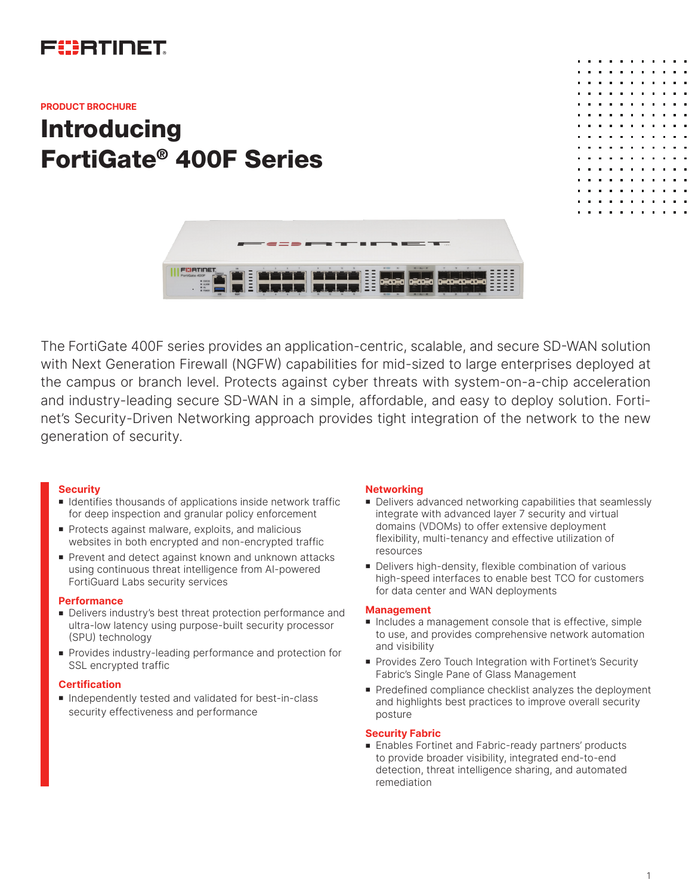PRODUCT BROCHURE

# Introducing FortiGate® 400F Series

The FortiGate 400F series provides an application-centric, scalable, and secure SD-WAN solution with Next Generation Firewall (NGFW) capabilities for mid-sized to large enterprises deployed at the campus or branch level. Protects against cyber threats with system-on-a-chip acceleration and industry-leading secure SD-WAN in a simple, affordable, and easy to deploy solution. Fortinet's Security-Driven Networking approach provides tight integration of the network to the new generation of security.

### Security

- Identifies thousands of applications inside network traffic for deep inspection and granular policy enforcement
- Protects against malware, exploits, and malicious websites in both encrypted and non-encrypted traffic
- Prevent and detect against known and unknown attacks using continuous threat intelligence from AI-powered FortiGuard Labs security services

### Performance

- Delivers industry's best threat protection performance and ultra-low latency using purpose-built security processor (SPU) technology
- Provides industry-leading performance and protection for SSL encrypted traffic

### Certification

- Independently tested and validated for best-in-class security effectiveness and performance

### Networking

- Delivers advanced networking capabilities that seamlessly integrate with advanced layer 7 security and virtual domains (VDOMs) to offer extensive deployment flexibility, multi-tenancy and effective utilization of resources
- Delivers high-density, flexible combination of various high-speed interfaces to enable best TCO for customers for data center and WAN deployments

### Management

- Includes a management console that is effective, simple to use, and provides comprehensive network automation and visibility
- Provides Zero Touch Integration with Fortinet's Security Fabric's Single Pane of Glass Management
- Predefined compliance checklist analyzes the deployment and highlights best practices to improve overall security posture

### Security Fabric

- Enables Fortinet and Fabric-ready partners' products to provide broader visibility, integrated end-to-end detection, threat intelligence sharing, and automated remediation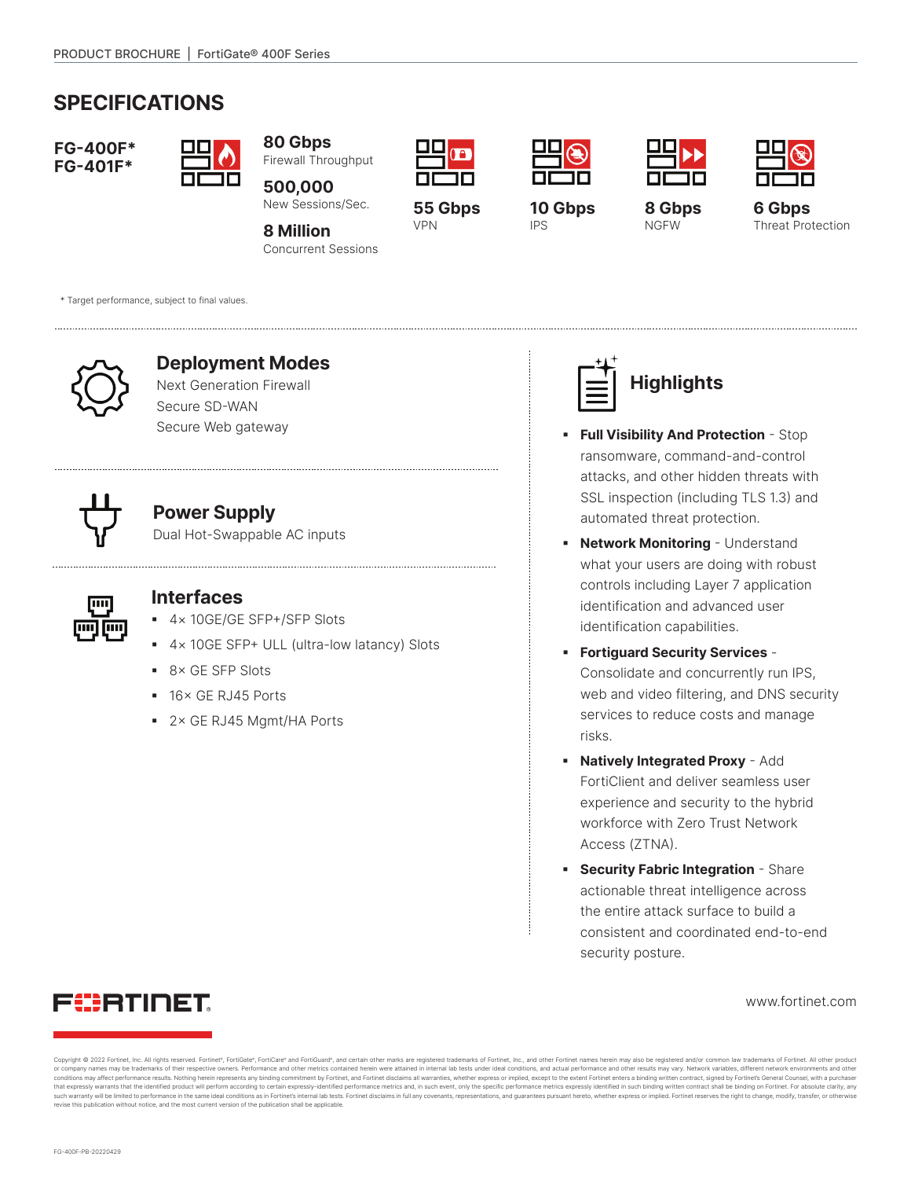## SPECIFICATIONS

**FG-400F\***
**FG-401F\***

**80 Gbps**
Firewall Throughput

**500,000**
New Sessions/Sec.

**8 Million**
Concurrent Sessions

**55 Gbps**
VPN

**10 Gbps**
IPS

**8 Gbps**
NGFW

**6 Gbps**
Threat Protection

\* Target performance, subject to final values.

### Deployment Modes

Next Generation Firewall
Secure SD-WAN
Secure Web gateway

### Power Supply

Dual Hot-Swappable AC inputs

### Interfaces

- 4× 10GE/GE SFP+/SFP Slots
- 4× 10GE SFP+ ULL (ultra-low latancy) Slots
- 8× GE SFP Slots
- 16× GE RJ45 Ports
- 2× GE RJ45 Mgmt/HA Ports

### Highlights

- **Full Visibility And Protection** - Stop ransomware, command-and-control attacks, and other hidden threats with SSL inspection (including TLS 1.3) and automated threat protection.
- **Network Monitoring** - Understand what your users are doing with robust controls including Layer 7 application identification and advanced user identification capabilities.
- **Fortiguard Security Services** - Consolidate and concurrently run IPS, web and video filtering, and DNS security services to reduce costs and manage risks.
- **Natively Integrated Proxy** - Add FortiClient and deliver seamless user experience and security to the hybrid workforce with Zero Trust Network Access (ZTNA).
- **Security Fabric Integration** - Share actionable threat intelligence across the entire attack surface to build a consistent and coordinated end-to-end security posture.

FORTINET

www.fortinet.com

Copyright © 2022 Fortinet, Inc. All rights reserved. Fortinet®, FortiGate®, FortiCare® and FortiGuard®, and certain other marks are registered trademarks of Fortinet, Inc., and other Fortinet names herein may also be registered and/or common law trademarks of Fortinet. All other product or company names may be trademarks of their respective owners. Performance and other metrics contained herein were attained in internal lab tests under ideal conditions, and actual performance and other results may vary. Network variables, different network environments and other conditions may affect performance results. Nothing herein represents any binding commitment by Fortinet, and Fortinet disclaims all warranties, whether express or implied, except to the extent Fortinet enters a binding written contract, signed by Fortinet's General Counsel, with a purchaser that expressly warrants that the identified product will perform according to certain expressly-identified performance metrics and, in such event, only the specific performance metrics expressly identified in such binding written contract shall be binding on Fortinet. For absolute clarity, any such warranty will be limited to performance in the same ideal conditions as in Fortinet's internal lab tests. Fortinet disclaims in full any covenants, representations, and guarantees pursuant hereto, whether express or implied. Fortinet reserves the right to change, modify, transfer, or otherwise revise this publication without notice, and the most current version of the publication shall be applicable.

FG-400F-PB-20220429